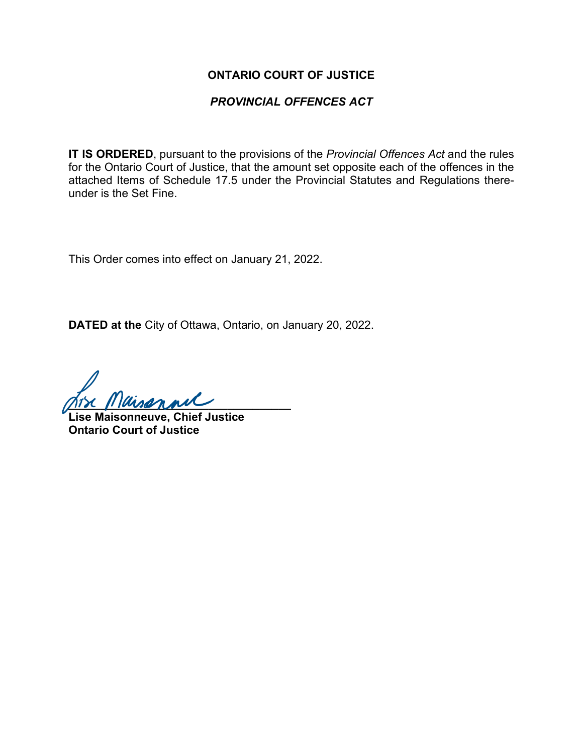**ONTARIO COURT OF JUSTICE**

***PROVINCIAL OFFENCES ACT***

**IT IS ORDERED**, pursuant to the provisions of the *Provincial Offences Act* and the rules for the Ontario Court of Justice, that the amount set opposite each of the offences in the attached Items of Schedule 17.5 under the Provincial Statutes and Regulations thereunder is the Set Fine.

This Order comes into effect on January 21, 2022.

**DATED at the** City of Ottawa, Ontario, on January 20, 2022.

**Lise Maisonneuve, Chief Justice**
**Ontario Court of Justice**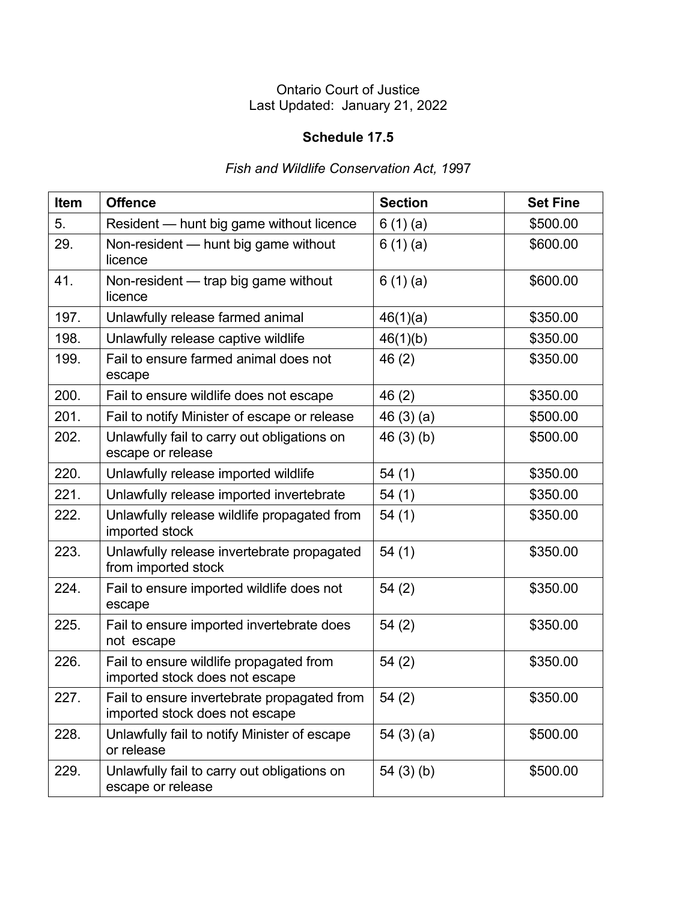Ontario Court of Justice
Last Updated: January 21, 2022

**Schedule 17.5**

*Fish and Wildlife Conservation Act, 1997*

| Item | Offence | Section | Set Fine |
|---|---|---|---|
| 5. | Resident — hunt big game without licence | 6 (1) (a) | $500.00 |
| 29. | Non-resident — hunt big game without licence | 6 (1) (a) | $600.00 |
| 41. | Non-resident — trap big game without licence | 6 (1) (a) | $600.00 |
| 197. | Unlawfully release farmed animal | 46(1)(a) | $350.00 |
| 198. | Unlawfully release captive wildlife | 46(1)(b) | $350.00 |
| 199. | Fail to ensure farmed animal does not escape | 46 (2) | $350.00 |
| 200. | Fail to ensure wildlife does not escape | 46 (2) | $350.00 |
| 201. | Fail to notify Minister of escape or release | 46 (3) (a) | $500.00 |
| 202. | Unlawfully fail to carry out obligations on escape or release | 46 (3) (b) | $500.00 |
| 220. | Unlawfully release imported wildlife | 54 (1) | $350.00 |
| 221. | Unlawfully release imported invertebrate | 54 (1) | $350.00 |
| 222. | Unlawfully release wildlife propagated from imported stock | 54 (1) | $350.00 |
| 223. | Unlawfully release invertebrate propagated from imported stock | 54 (1) | $350.00 |
| 224. | Fail to ensure imported wildlife does not escape | 54 (2) | $350.00 |
| 225. | Fail to ensure imported invertebrate does not escape | 54 (2) | $350.00 |
| 226. | Fail to ensure wildlife propagated from imported stock does not escape | 54 (2) | $350.00 |
| 227. | Fail to ensure invertebrate propagated from imported stock does not escape | 54 (2) | $350.00 |
| 228. | Unlawfully fail to notify Minister of escape or release | 54 (3) (a) | $500.00 |
| 229. | Unlawfully fail to carry out obligations on escape or release | 54 (3) (b) | $500.00 |